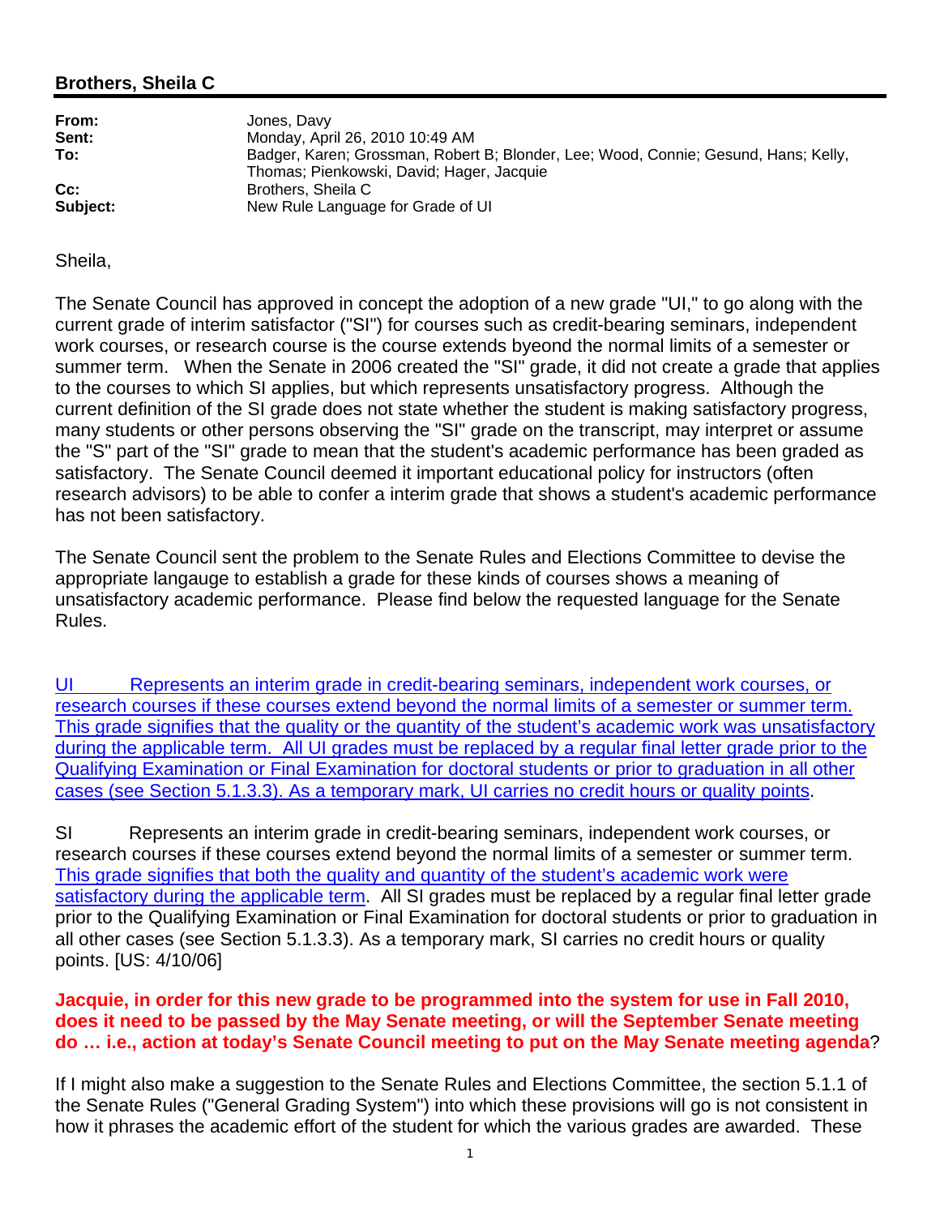## Brothers, Sheila C

| | |
|---|---|
| **From:** | Jones, Davy |
| **Sent:** | Monday, April 26, 2010 10:49 AM |
| **To:** | Badger, Karen; Grossman, Robert B; Blonder, Lee; Wood, Connie; Gesund, Hans; Kelly, Thomas; Pienkowski, David; Hager, Jacquie |
| **Cc:** | Brothers, Sheila C |
| **Subject:** | New Rule Language for Grade of UI |

Sheila,

The Senate Council has approved in concept the adoption of a new grade "UI," to go along with the current grade of interim satisfactor ("SI") for courses such as credit-bearing seminars, independent work courses, or research course is the course extends byeond the normal limits of a semester or summer term. When the Senate in 2006 created the "SI" grade, it did not create a grade that applies to the courses to which SI applies, but which represents unsatisfactory progress. Although the current definition of the SI grade does not state whether the student is making satisfactory progress, many students or other persons observing the "SI" grade on the transcript, may interpret or assume the "S" part of the "SI" grade to mean that the student's academic performance has been graded as satisfactory. The Senate Council deemed it important educational policy for instructors (often research advisors) to be able to confer a interim grade that shows a student's academic performance has not been satisfactory.

The Senate Council sent the problem to the Senate Rules and Elections Committee to devise the appropriate langauge to establish a grade for these kinds of courses shows a meaning of unsatisfactory academic performance. Please find below the requested language for the Senate Rules.

<u>UI Represents an interim grade in credit-bearing seminars, independent work courses, or research courses if these courses extend beyond the normal limits of a semester or summer term. This grade signifies that the quality or the quantity of the student's academic work was unsatisfactory during the applicable term. All UI grades must be replaced by a regular final letter grade prior to the Qualifying Examination or Final Examination for doctoral students or prior to graduation in all other cases (see Section 5.1.3.3). As a temporary mark, UI carries no credit hours or quality points</u>.

SI Represents an interim grade in credit-bearing seminars, independent work courses, or research courses if these courses extend beyond the normal limits of a semester or summer term. <u>This grade signifies that both the quality and quantity of the student's academic work were satisfactory during the applicable term</u>. All SI grades must be replaced by a regular final letter grade prior to the Qualifying Examination or Final Examination for doctoral students or prior to graduation in all other cases (see Section 5.1.3.3). As a temporary mark, SI carries no credit hours or quality points. [US: 4/10/06]

**Jacquie, in order for this new grade to be programmed into the system for use in Fall 2010, does it need to be passed by the May Senate meeting, or will the September Senate meeting do … i.e., action at today's Senate Council meeting to put on the May Senate meeting agenda**?

If I might also make a suggestion to the Senate Rules and Elections Committee, the section 5.1.1 of the Senate Rules ("General Grading System") into which these provisions will go is not consistent in how it phrases the academic effort of the student for which the various grades are awarded. These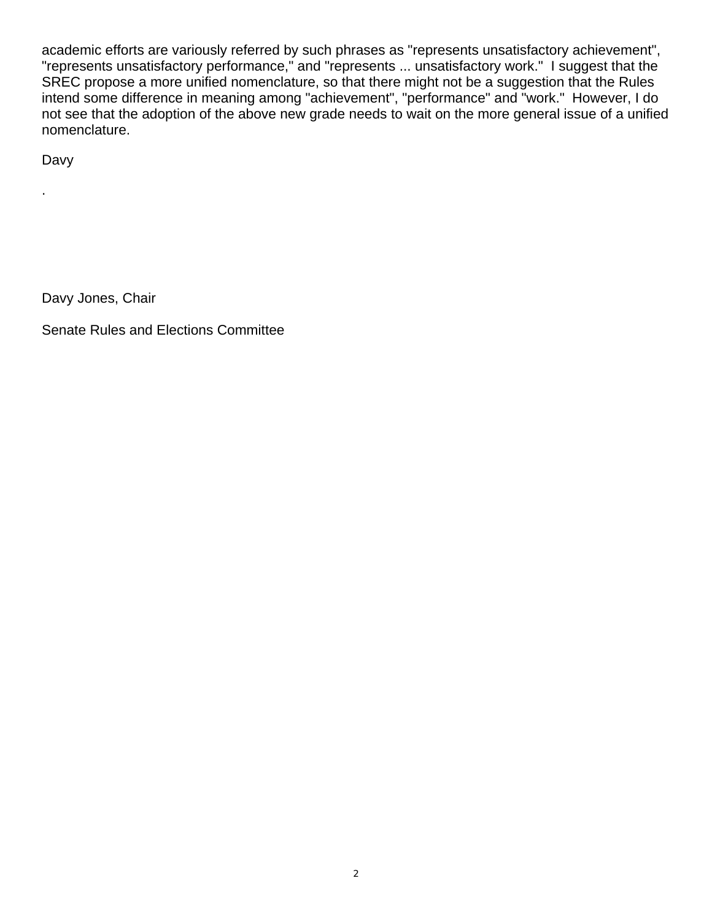academic efforts are variously referred by such phrases as "represents unsatisfactory achievement", "represents unsatisfactory performance," and "represents ... unsatisfactory work." I suggest that the SREC propose a more unified nomenclature, so that there might not be a suggestion that the Rules intend some difference in meaning among "achievement", "performance" and "work." However, I do not see that the adoption of the above new grade needs to wait on the more general issue of a unified nomenclature.

Davy

.

Davy Jones, Chair

Senate Rules and Elections Committee